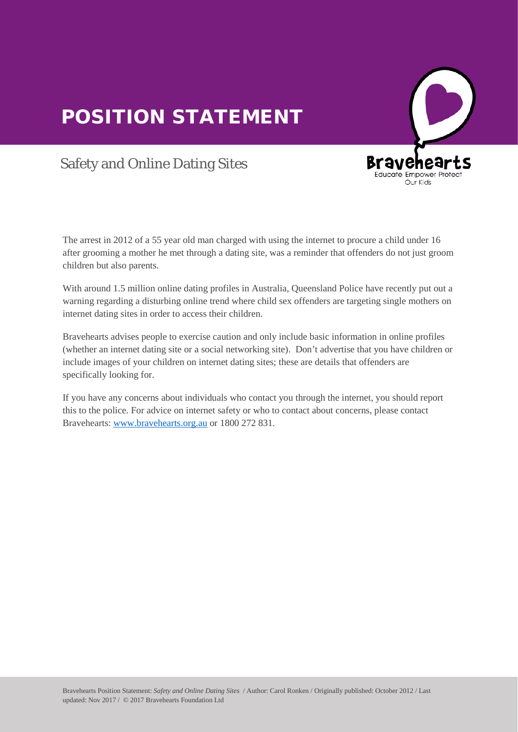# POSITION STATEMENT

## Safety and Online Dating Sites

The arrest in 2012 of a 55 year old man charged with using the internet to procure a child under 16 after grooming a mother he met through a dating site, was a reminder that offenders do not just groom children but also parents.

With around 1.5 million online dating profiles in Australia, Queensland Police have recently put out a warning regarding a disturbing online trend where child sex offenders are targeting single mothers on internet dating sites in order to access their children.

Bravehearts advises people to exercise caution and only include basic information in online profiles (whether an internet dating site or a social networking site). Don't advertise that you have children or include images of your children on internet dating sites; these are details that offenders are specifically looking for.

If you have any concerns about individuals who contact you through the internet, you should report this to the police. For advice on internet safety or who to contact about concerns, please contact Bravehearts: [www.bravehearts.org.au](http://www.bravehearts.org.au) or 1800 272 831.

Bravehearts Position Statement: *Safety and Online Dating Sites* / Author: Carol Ronken / Originally published: October 2012 / Last updated: Nov 2017 / © 2017 Bravehearts Foundation Ltd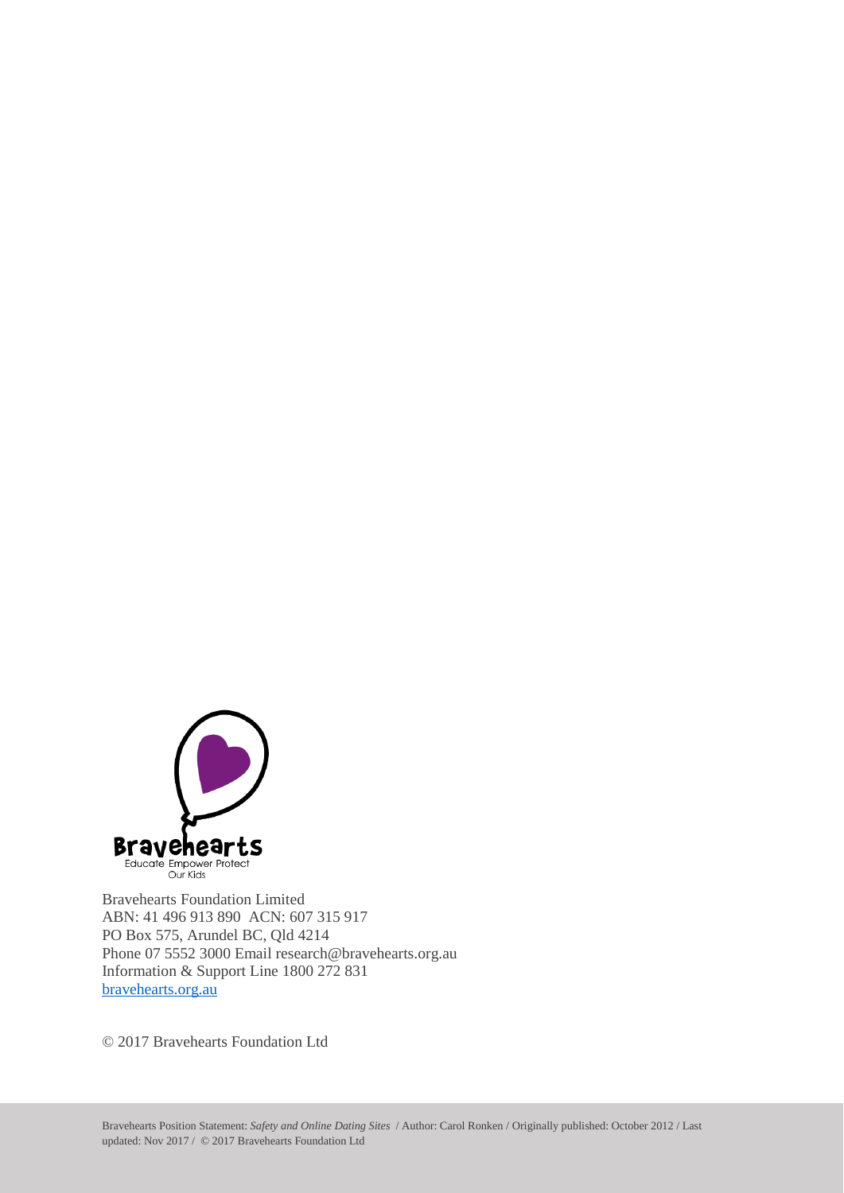Bravehearts
Educate Empower Protect
Our Kids

Bravehearts Foundation Limited
ABN: 41 496 913 890 ACN: 607 315 917
PO Box 575, Arundel BC, Qld 4214
Phone 07 5552 3000 Email research@bravehearts.org.au
Information & Support Line 1800 272 831
[bravehearts.org.au](bravehearts.org.au)

© 2017 Bravehearts Foundation Ltd